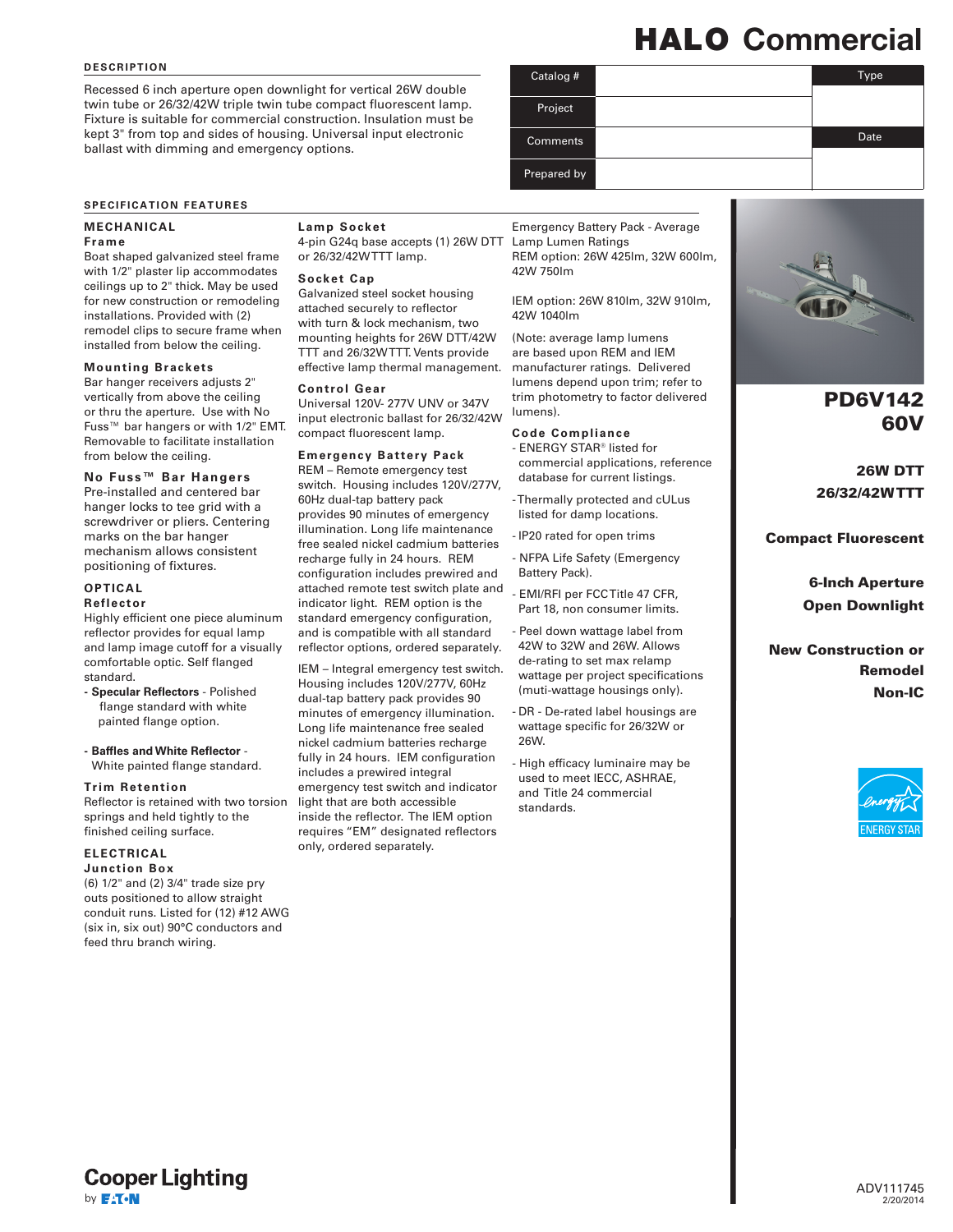# HALO Commercial

## DESCRIPTION

Recessed 6 inch aperture open downlight for vertical 26W double twin tube or 26/32/42W triple twin tube compact fluorescent lamp. Fixture is suitable for commercial construction. Insulation must be kept 3" from top and sides of housing. Universal input electronic ballast with dimming and emergency options.

| Catalog # | | Type |
|---|---|---|
| Project | | |
| Comments | | Date |
| Prepared by | | |

**PD6V142 60V**

**26W DTT 26/32/42W TTT**

**Compact Fluorescent**

**6-Inch Aperture Open Downlight**

**New Construction or Remodel Non-IC**

## SPECIFICATION FEATURES

### MECHANICAL

**Frame**

Boat shaped galvanized steel frame with 1/2" plaster lip accommodates ceilings up to 2" thick. May be used for new construction or remodeling installations. Provided with (2) remodel clips to secure frame when installed from below the ceiling.

**Mounting Brackets**

Bar hanger receivers adjusts 2" vertically from above the ceiling or thru the aperture. Use with No Fuss™ bar hangers or with 1/2" EMT. Removable to facilitate installation from below the ceiling.

**No Fuss™ Bar Hangers**

Pre-installed and centered bar hanger locks to tee grid with a screwdriver or pliers. Centering marks on the bar hanger mechanism allows consistent positioning of fixtures.

### OPTICAL

**Reflector**

Highly efficient one piece aluminum reflector provides for equal lamp and lamp image cutoff for a visually comfortable optic. Self flanged standard.

- **Specular Reflectors** - Polished flange standard with white painted flange option.
- **Baffles and White Reflector** - White painted flange standard.

**Trim Retention**

Reflector is retained with two torsion springs and held tightly to the finished ceiling surface.

### ELECTRICAL

**Junction Box**

(6) 1/2" and (2) 3/4" trade size pry outs positioned to allow straight conduit runs. Listed for (12) #12 AWG (six in, six out) 90°C conductors and feed thru branch wiring.

**Lamp Socket**

4-pin G24q base accepts (1) 26W DTT or 26/32/42W TTT lamp.

**Socket Cap**

Galvanized steel socket housing attached securely to reflector with turn & lock mechanism, two mounting heights for 26W DTT/42W TTT and 26/32W TTT. Vents provide effective lamp thermal management.

**Control Gear**

Universal 120V- 277V UNV or 347V input electronic ballast for 26/32/42W compact fluorescent lamp.

**Emergency Battery Pack**

REM – Remote emergency test switch. Housing includes 120V/277V, 60Hz dual-tap battery pack provides 90 minutes of emergency illumination. Long life maintenance free sealed nickel cadmium batteries recharge fully in 24 hours. REM configuration includes prewired and attached remote test switch plate and indicator light. REM option is the standard emergency configuration, and is compatible with all standard reflector options, ordered separately.

IEM – Integral emergency test switch. Housing includes 120V/277V, 60Hz dual-tap battery pack provides 90 minutes of emergency illumination. Long life maintenance free sealed nickel cadmium batteries recharge fully in 24 hours. IEM configuration includes a prewired integral emergency test switch and indicator light that are both accessible inside the reflector. The IEM option requires "EM" designated reflectors only, ordered separately.

Emergency Battery Pack - Average Lamp Lumen Ratings

REM option: 26W 425lm, 32W 600lm, 42W 750lm

IEM option: 26W 810lm, 32W 910lm, 42W 1040lm

(Note: average lamp lumens are based upon REM and IEM manufacturer ratings. Delivered lumens depend upon trim; refer to trim photometry to factor delivered lumens).

**Code Compliance**

- ENERGY STAR® listed for commercial applications, reference database for current listings.
- Thermally protected and cULus listed for damp locations.
- IP20 rated for open trims
- NFPA Life Safety (Emergency Battery Pack).
- EMI/RFI per FCC Title 47 CFR, Part 18, non consumer limits.
- Peel down wattage label from 42W to 32W and 26W. Allows de-rating to set max relamp wattage per project specifications (muti-wattage housings only).
- DR - De-rated label housings are wattage specific for 26/32W or 26W.
- High efficacy luminaire may be used to meet IECC, ASHRAE, and Title 24 commercial standards.

Cooper Lighting by EATON

ADV111745
2/20/2014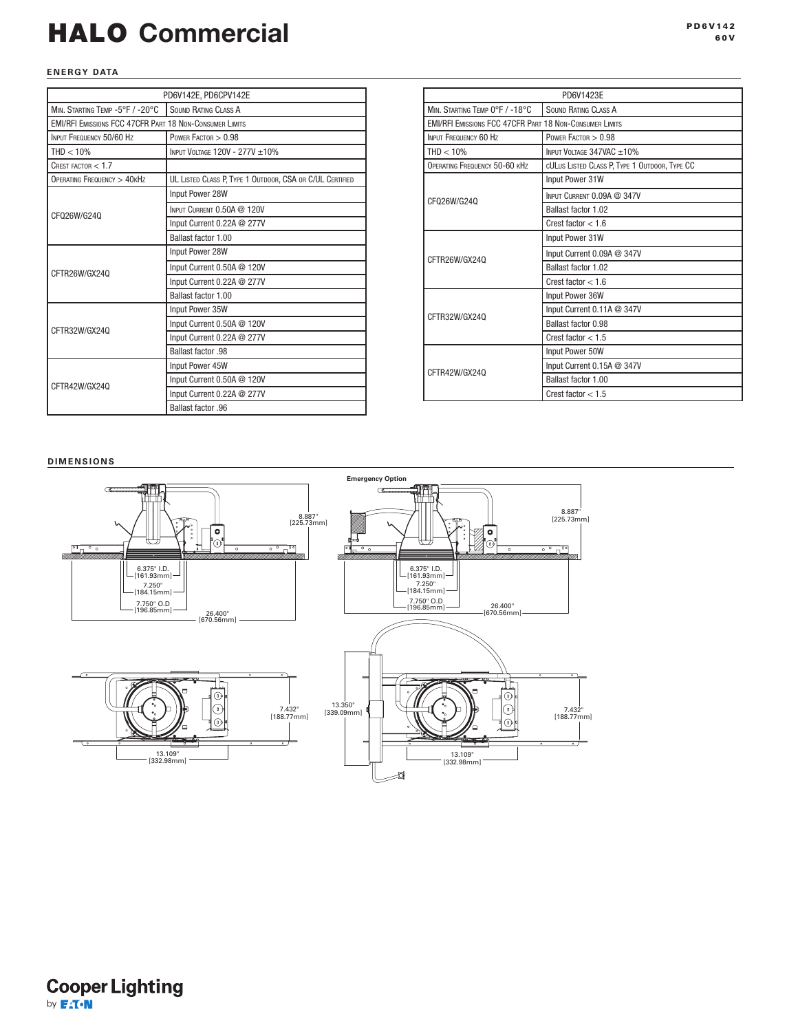# HALO Commercial

PD6V142
60V

## ENERGY DATA

| PD6V142E, PD6CPV142E | |
|---|---|
| Min. Starting Temp -5°F / -20°C | Sound Rating Class A |
| EMI/RFI Emissions FCC 47CFR Part 18 Non-Consumer Limits | |
| Input Frequency 50/60 Hz | Power Factor > 0.98 |
| THD < 10% | Input Voltage 120V - 277V ±10% |
| Crest factor < 1.7 | |
| Operating Frequency > 40kHz | UL Listed Class P, Type 1 Outdoor, CSA or C/UL Certified |
| CFQ26W/G24Q | Input Power 28W |
| | Input Current 0.50A @ 120V |
| | Input Current 0.22A @ 277V |
| | Ballast factor 1.00 |
| CFTR26W/GX24Q | Input Power 28W |
| | Input Current 0.50A @ 120V |
| | Input Current 0.22A @ 277V |
| | Ballast factor 1.00 |
| CFTR32W/GX24Q | Input Power 35W |
| | Input Current 0.50A @ 120V |
| | Input Current 0.22A @ 277V |
| | Ballast factor .98 |
| CFTR42W/GX24Q | Input Power 45W |
| | Input Current 0.50A @ 120V |
| | Input Current 0.22A @ 277V |
| | Ballast factor .96 |

| PD6V1423E | |
|---|---|
| Min. Starting Temp 0°F / -18°C | Sound Rating Class A |
| EMI/RFI Emissions FCC 47CFR Part 18 Non-Consumer Limits | |
| Input Frequency 60 Hz | Power Factor > 0.98 |
| THD < 10% | Input Voltage 347VAC ±10% |
| Operating Frequency 50-60 kHz | cULus Listed Class P, Type 1 Outdoor, Type CC |
| CFQ26W/G24Q | Input Power 31W |
| | Input Current 0.09A @ 347V |
| | Ballast factor 1.02 |
| | Crest factor < 1.6 |
| CFTR26W/GX24Q | Input Power 31W |
| | Input Current 0.09A @ 347V |
| | Ballast factor 1.02 |
| | Crest factor < 1.6 |
| CFTR32W/GX24Q | Input Power 36W |
| | Input Current 0.11A @ 347V |
| | Ballast factor 0.98 |
| | Crest factor < 1.5 |
| CFTR42W/GX24Q | Input Power 50W |
| | Input Current 0.15A @ 347V |
| | Ballast factor 1.00 |
| | Crest factor < 1.5 |

## DIMENSIONS

8.887" [225.73mm]

6.375" I.D. [161.93mm]
7.250" [184.15mm]
7.750" O.D [196.85mm]
26.400" [670.56mm]

**Emergency Option**

8.887" [225.73mm]

6.375" I.D. [161.93mm]
7.250" [184.15mm]
7.750" O.D [196.85mm]
26.400" [670.56mm]

7.432" [188.77mm]
13.109" [332.98mm]

13.350" [339.09mm]
7.432" [188.77mm]
13.109" [332.98mm]

Cooper Lighting by EATON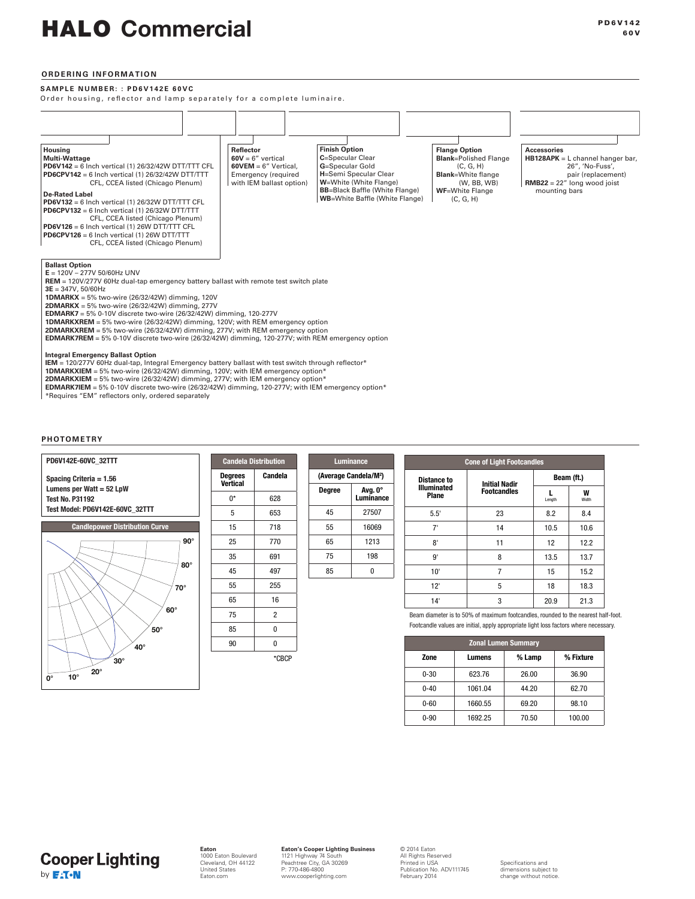# HALO Commercial

## ORDERING INFORMATION

**SAMPLE NUMBER: : PD6V142E 60VC**

Order housing, reflector and lamp separately for a complete luminaire.

**Housing**

**Multi-Wattage**

**PD6V142** = 6 Inch vertical (1) 26/32/42W DTT/TTT CFL

**PD6CPV142** = 6 Inch vertical (1) 26/32/42W DTT/TTT CFL, CCEA listed (Chicago Plenum)

**De-Rated Label**

**PD6V132** = 6 Inch vertical (1) 26/32W DTT/TTT CFL

**PD6CPV132** = 6 Inch vertical (1) 26/32W DTT/TTT CFL, CCEA listed (Chicago Plenum)

**PD6V126** = 6 Inch vertical (1) 26W DTT/TTT CFL

**PD6CPV126** = 6 Inch vertical (1) 26W DTT/TTT CFL, CCEA listed (Chicago Plenum)

**Reflector**

**60V** = 6" vertical

**60VEM** = 6" Vertical, Emergency (required with IEM ballast option)

**Finish Option**

**C**=Specular Clear

**G**=Specular Gold

**H**=Semi Specular Clear

**W**=White (White Flange)

**BB**=Black Baffle (White Flange)

**WB**=White Baffle (White Flange)

**Flange Option**

**Blank**=Polished Flange (C, G, H)

**Blank**=White flange (W, BB, WB)

**WF**=White Flange (C, G, H)

**Accessories**

**HB128APK** = L channel hanger bar, 26", 'No-Fuss', pair (replacement)

**RMB22** = 22" long wood joist mounting bars

**Ballast Option**

**E** = 120V – 277V 50/60Hz UNV

**REM** = 120V/277V 60Hz dual-tap emergency battery ballast with remote test switch plate

**3E** = 347V, 50/60Hz

**1DMARKX** = 5% two-wire (26/32/42W) dimming, 120V

**2DMARKX** = 5% two-wire (26/32/42W) dimming, 277V

**EDMARK7** = 5% 0-10V discrete two-wire (26/32/42W) dimming, 120-277V

**1DMARKXREM** = 5% two-wire (26/32/42W) dimming, 120V; with REM emergency option

**2DMARKXREM** = 5% two-wire (26/32/42W) dimming, 277V; with REM emergency option

**EDMARK7REM** = 5% 0-10V discrete two-wire (26/32/42W) dimming, 120-277V; with REM emergency option

**Integral Emergency Ballast Option**

**IEM** = 120/277V 60Hz dual-tap, Integral Emergency battery ballast with test switch through reflector*

**1DMARKXIEM** = 5% two-wire (26/32/42W) dimming, 120V; with IEM emergency option*

**2DMARKXIEM** = 5% two-wire (26/32/42W) dimming, 277V; with IEM emergency option*

**EDMARK7IEM** = 5% 0-10V discrete two-wire (26/32/42W) dimming, 120-277V; with IEM emergency option*

*Requires "EM" reflectors only, ordered separately

## PHOTOMETRY

**PD6V142E-60VC_32TTT**

**Spacing Criteria = 1.56**
**Lumens per Watt = 52 LpW**
**Test No. P31192**
**Test Model: PD6V142E-60VC_32TTT**

**Candlepower Distribution Curve**

90°
80°
70°
60°
50°
40°
30°
20°
10°
0°

| Candela Distribution | |
|---|---|
| **Degrees Vertical** | **Candela** |
| 0* | 628 |
| 5 | 653 |
| 15 | 718 |
| 25 | 770 |
| 35 | 691 |
| 45 | 497 |
| 55 | 255 |
| 65 | 16 |
| 75 | 2 |
| 85 | 0 |
| 90 | 0 |

*CBCP

| Luminance | |
|---|---|
| (Average Candela/M²) | |
| **Degree** | **Avg. 0° Luminance** |
| 45 | 27507 |
| 55 | 16069 |
| 65 | 1213 |
| 75 | 198 |
| 85 | 0 |

| Cone of Light Footcandles | | | |
|---|---|---|---|
| **Distance to Illuminated Plane** | **Initial Nadir Footcandles** | **Beam (ft.)** | |
| | | **L** Length | **W** Width |
| 5.5' | 23 | 8.2 | 8.4 |
| 7' | 14 | 10.5 | 10.6 |
| 8' | 11 | 12 | 12.2 |
| 9' | 8 | 13.5 | 13.7 |
| 10' | 7 | 15 | 15.2 |
| 12' | 5 | 18 | 18.3 |
| 14' | 3 | 20.9 | 21.3 |

Beam diameter is to 50% of maximum footcandles, rounded to the nearest half-foot. Footcandle values are initial, apply appropriate light loss factors where necessary.

| Zonal Lumen Summary | | | |
|---|---|---|---|
| **Zone** | **Lumens** | **% Lamp** | **% Fixture** |
| 0-30 | 623.76 | 26.00 | 36.90 |
| 0-40 | 1061.04 | 44.20 | 62.70 |
| 0-60 | 1660.55 | 69.20 | 98.10 |
| 0-90 | 1692.25 | 70.50 | 100.00 |

Cooper Lighting by EATON

**Eaton**
1000 Eaton Boulevard
Cleveland, OH 44122
United States
Eaton.com

**Eaton's Cooper Lighting Business**
1121 Highway 74 South
Peachtree City, GA 30269
P: 770-486-4800
www.cooperlighting.com

© 2014 Eaton
All Rights Reserved
Printed in USA
Publication No. ADV111745
February 2014

Specifications and dimensions subject to change without notice.